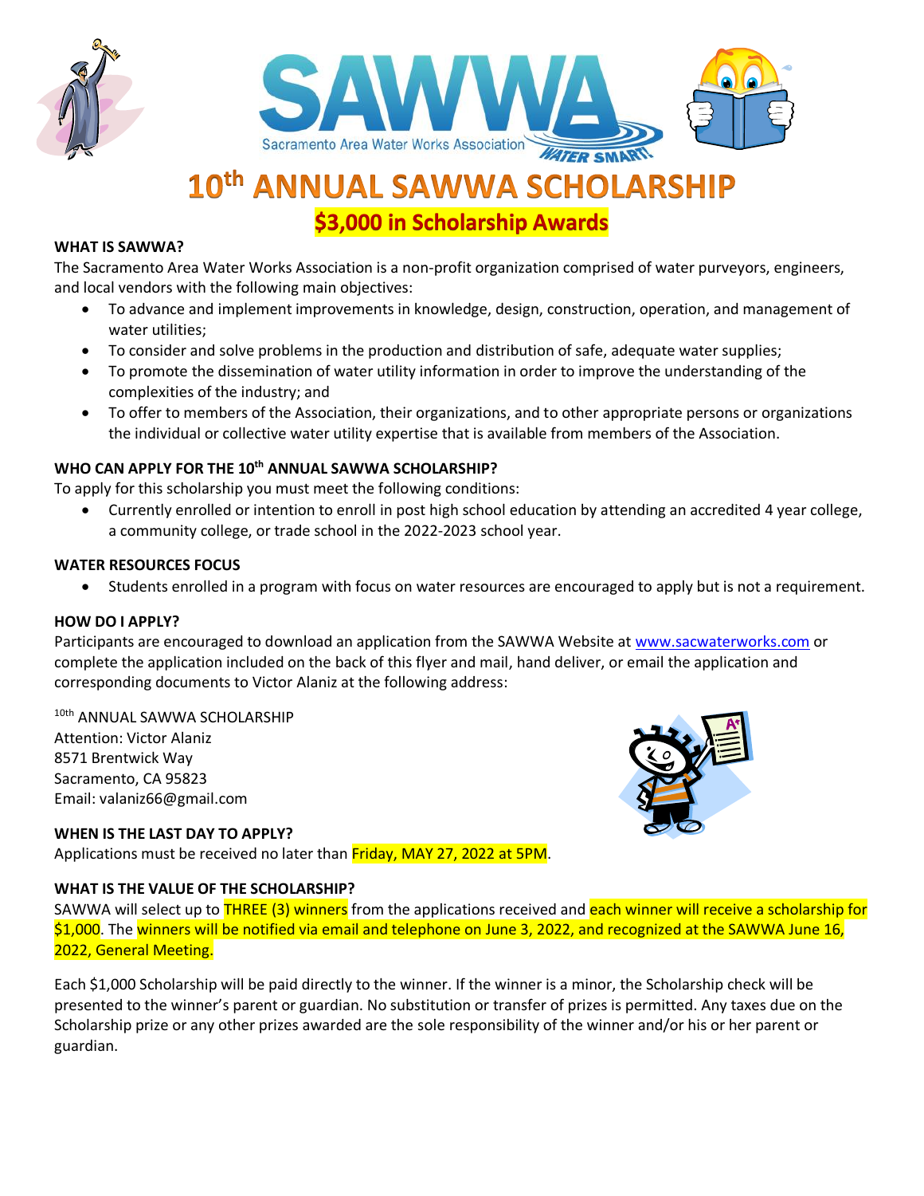# 10th ANNUAL SAWWA SCHOLARSHIP

## $3,000 in Scholarship Awards

**WHAT IS SAWWA?**

The Sacramento Area Water Works Association is a non-profit organization comprised of water purveyors, engineers, and local vendors with the following main objectives:

- To advance and implement improvements in knowledge, design, construction, operation, and management of water utilities;
- To consider and solve problems in the production and distribution of safe, adequate water supplies;
- To promote the dissemination of water utility information in order to improve the understanding of the complexities of the industry; and
- To offer to members of the Association, their organizations, and to other appropriate persons or organizations the individual or collective water utility expertise that is available from members of the Association.

**WHO CAN APPLY FOR THE 10th ANNUAL SAWWA SCHOLARSHIP?**

To apply for this scholarship you must meet the following conditions:

- Currently enrolled or intention to enroll in post high school education by attending an accredited 4 year college, a community college, or trade school in the 2022-2023 school year.

**WATER RESOURCES FOCUS**

- Students enrolled in a program with focus on water resources are encouraged to apply but is not a requirement.

**HOW DO I APPLY?**

Participants are encouraged to download an application from the SAWWA Website at www.sacwaterworks.com or complete the application included on the back of this flyer and mail, hand deliver, or email the application and corresponding documents to Victor Alaniz at the following address:

10th ANNUAL SAWWA SCHOLARSHIP
Attention: Victor Alaniz
8571 Brentwick Way
Sacramento, CA 95823
Email: valaniz66@gmail.com

**WHEN IS THE LAST DAY TO APPLY?**

Applications must be received no later than Friday, MAY 27, 2022 at 5PM.

**WHAT IS THE VALUE OF THE SCHOLARSHIP?**

SAWWA will select up to THREE (3) winners from the applications received and each winner will receive a scholarship for $1,000. The winners will be notified via email and telephone on June 3, 2022, and recognized at the SAWWA June 16, 2022, General Meeting.

Each $1,000 Scholarship will be paid directly to the winner. If the winner is a minor, the Scholarship check will be presented to the winner's parent or guardian. No substitution or transfer of prizes is permitted. Any taxes due on the Scholarship prize or any other prizes awarded are the sole responsibility of the winner and/or his or her parent or guardian.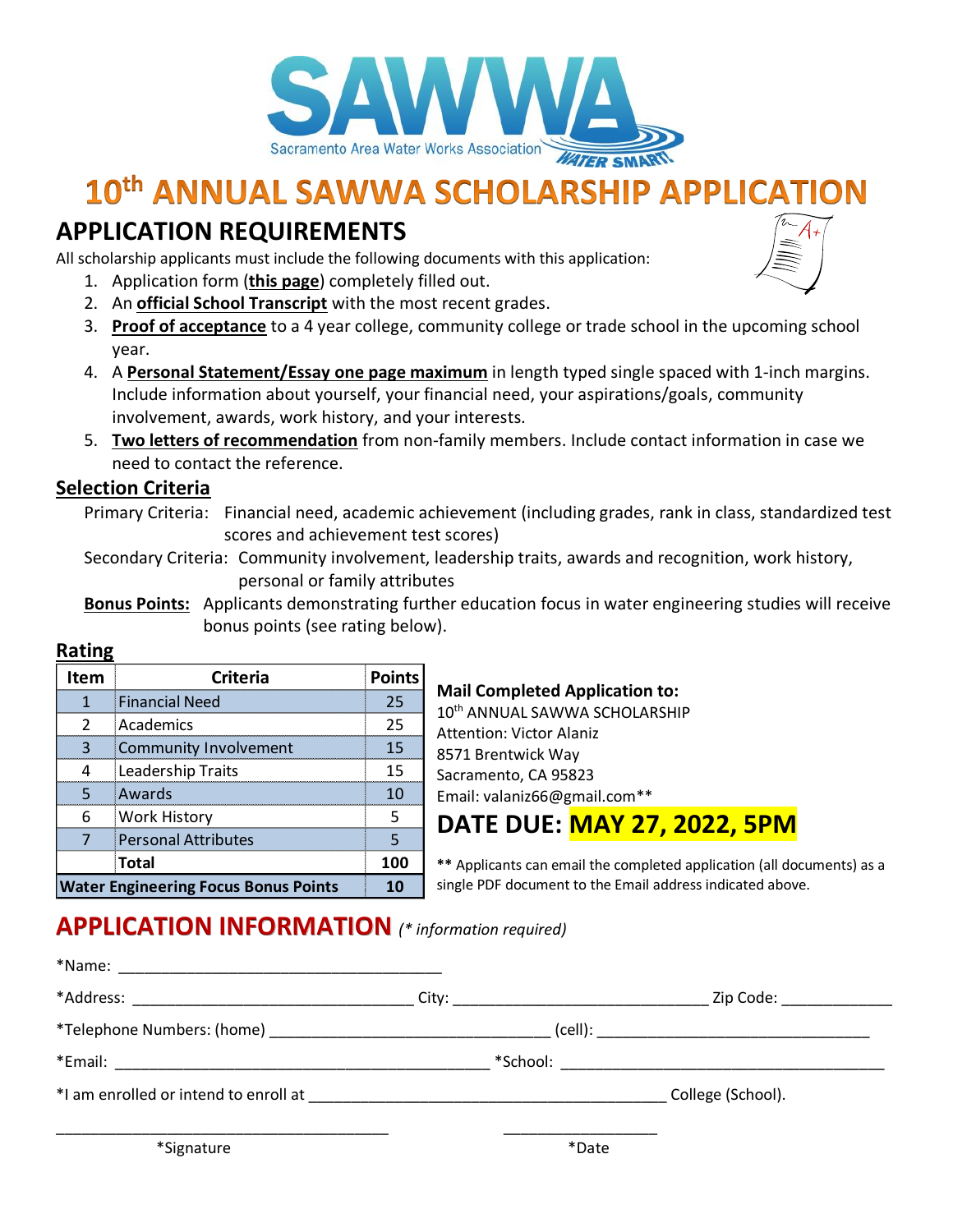# 10th ANNUAL SAWWA SCHOLARSHIP APPLICATION

## APPLICATION REQUIREMENTS

All scholarship applicants must include the following documents with this application:

1. Application form (**this page**) completely filled out.
2. An **official School Transcript** with the most recent grades.
3. **Proof of acceptance** to a 4 year college, community college or trade school in the upcoming school year.
4. A **Personal Statement/Essay one page maximum** in length typed single spaced with 1-inch margins. Include information about yourself, your financial need, your aspirations/goals, community involvement, awards, work history, and your interests.
5. **Two letters of recommendation** from non-family members. Include contact information in case we need to contact the reference.

### Selection Criteria

Primary Criteria: Financial need, academic achievement (including grades, rank in class, standardized test scores and achievement test scores)

Secondary Criteria: Community involvement, leadership traits, awards and recognition, work history, personal or family attributes

**Bonus Points:** Applicants demonstrating further education focus in water engineering studies will receive bonus points (see rating below).

### Rating

| Item | Criteria | Points |
|---|---|---|
| 1 | Financial Need | 25 |
| 2 | Academics | 25 |
| 3 | Community Involvement | 15 |
| 4 | Leadership Traits | 15 |
| 5 | Awards | 10 |
| 6 | Work History | 5 |
| 7 | Personal Attributes | 5 |
| | **Total** | **100** |
| **Water Engineering Focus Bonus Points** | | **10** |

**Mail Completed Application to:**
10th ANNUAL SAWWA SCHOLARSHIP
Attention: Victor Alaniz
8571 Brentwick Way
Sacramento, CA 95823
Email: valaniz66@gmail.com**

## DATE DUE: MAY 27, 2022, 5PM

** Applicants can email the completed application (all documents) as a single PDF document to the Email address indicated above.

## APPLICATION INFORMATION *(* information required)*

*Name: ____________________________________

*Address: ________________________________ City: _____________________________ Zip Code: _____________

*Telephone Numbers: (home) ________________________________ (cell): ________________________________

*Email: ____________________________________________ *School: ______________________________________

*I am enrolled or intend to enroll at __________________________________________ College (School).

_______________________________________ ____________________

*Signature *Date